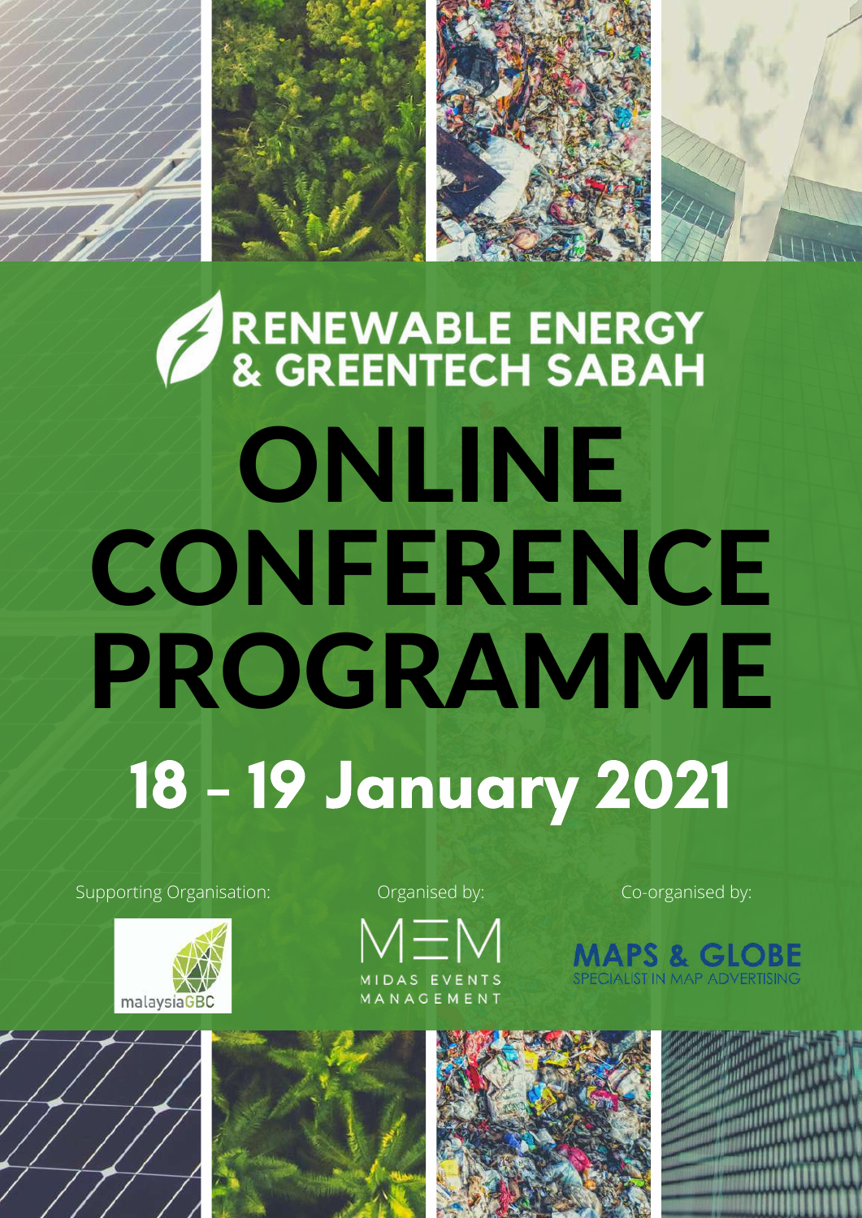# RENEWABLE ENERGY & GREENTECH SABAH

# ONLINE CONFERENCE PROGRAMME

## 18 - 19 January 2021

Supporting Organisation:

malaysiaGBC

Organised by:

MEM
MIDAS EVENTS MANAGEMENT

Co-organised by:

MAPS & GLOBE
SPECIALIST IN MAP ADVERTISING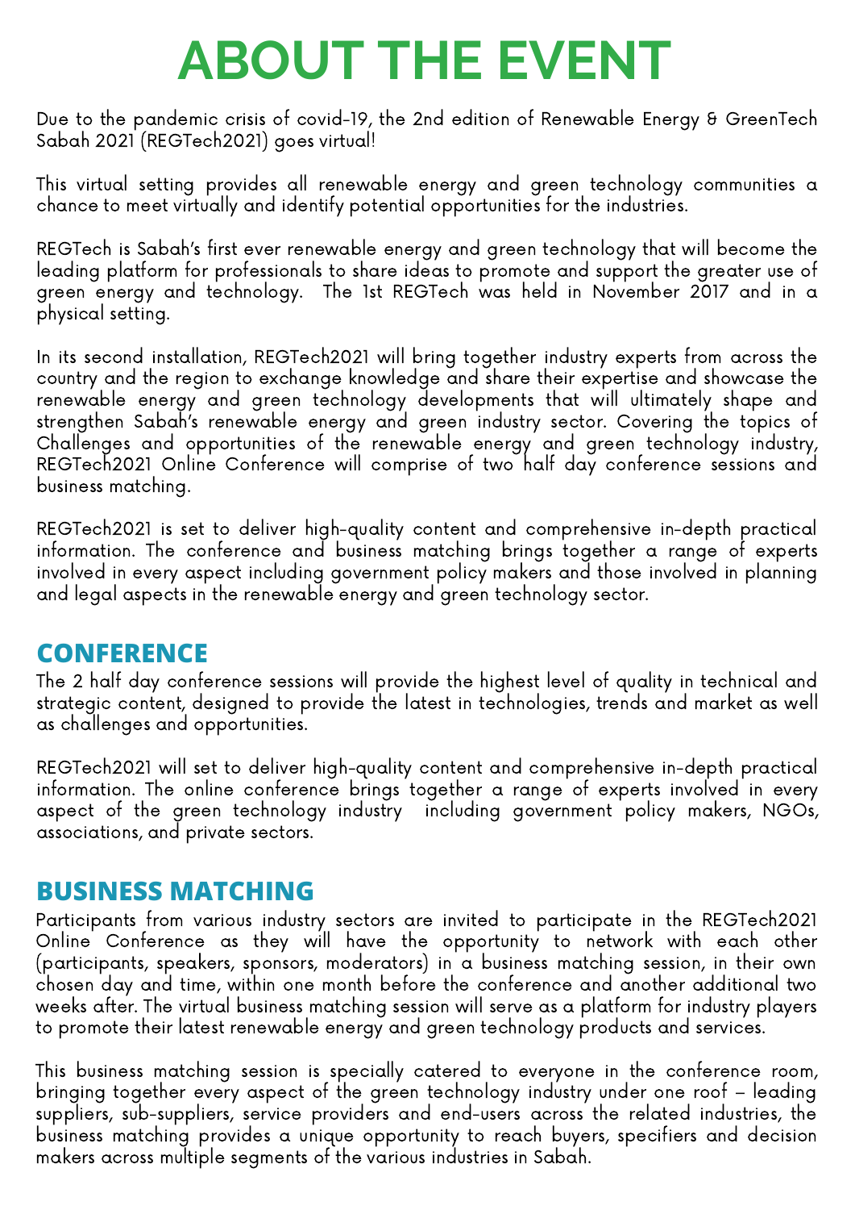# ABOUT THE EVENT

Due to the pandemic crisis of covid-19, the 2nd edition of Renewable Energy & GreenTech Sabah 2021 (REGTech2021) goes virtual!

This virtual setting provides all renewable energy and green technology communities a chance to meet virtually and identify potential opportunities for the industries.

REGTech is Sabah's first ever renewable energy and green technology that will become the leading platform for professionals to share ideas to promote and support the greater use of green energy and technology. The 1st REGTech was held in November 2017 and in a physical setting.

In its second installation, REGTech2021 will bring together industry experts from across the country and the region to exchange knowledge and share their expertise and showcase the renewable energy and green technology developments that will ultimately shape and strengthen Sabah's renewable energy and green industry sector. Covering the topics of Challenges and opportunities of the renewable energy and green technology industry, REGTech2021 Online Conference will comprise of two half day conference sessions and business matching.

REGTech2021 is set to deliver high-quality content and comprehensive in-depth practical information. The conference and business matching brings together a range of experts involved in every aspect including government policy makers and those involved in planning and legal aspects in the renewable energy and green technology sector.

## CONFERENCE

The 2 half day conference sessions will provide the highest level of quality in technical and strategic content, designed to provide the latest in technologies, trends and market as well as challenges and opportunities.

REGTech2021 will set to deliver high-quality content and comprehensive in-depth practical information. The online conference brings together a range of experts involved in every aspect of the green technology industry including government policy makers, NGOs, associations, and private sectors.

## BUSINESS MATCHING

Participants from various industry sectors are invited to participate in the REGTech2021 Online Conference as they will have the opportunity to network with each other (participants, speakers, sponsors, moderators) in a business matching session, in their own chosen day and time, within one month before the conference and another additional two weeks after. The virtual business matching session will serve as a platform for industry players to promote their latest renewable energy and green technology products and services.

This business matching session is specially catered to everyone in the conference room, bringing together every aspect of the green technology industry under one roof – leading suppliers, sub-suppliers, service providers and end-users across the related industries, the business matching provides a unique opportunity to reach buyers, specifiers and decision makers across multiple segments of the various industries in Sabah.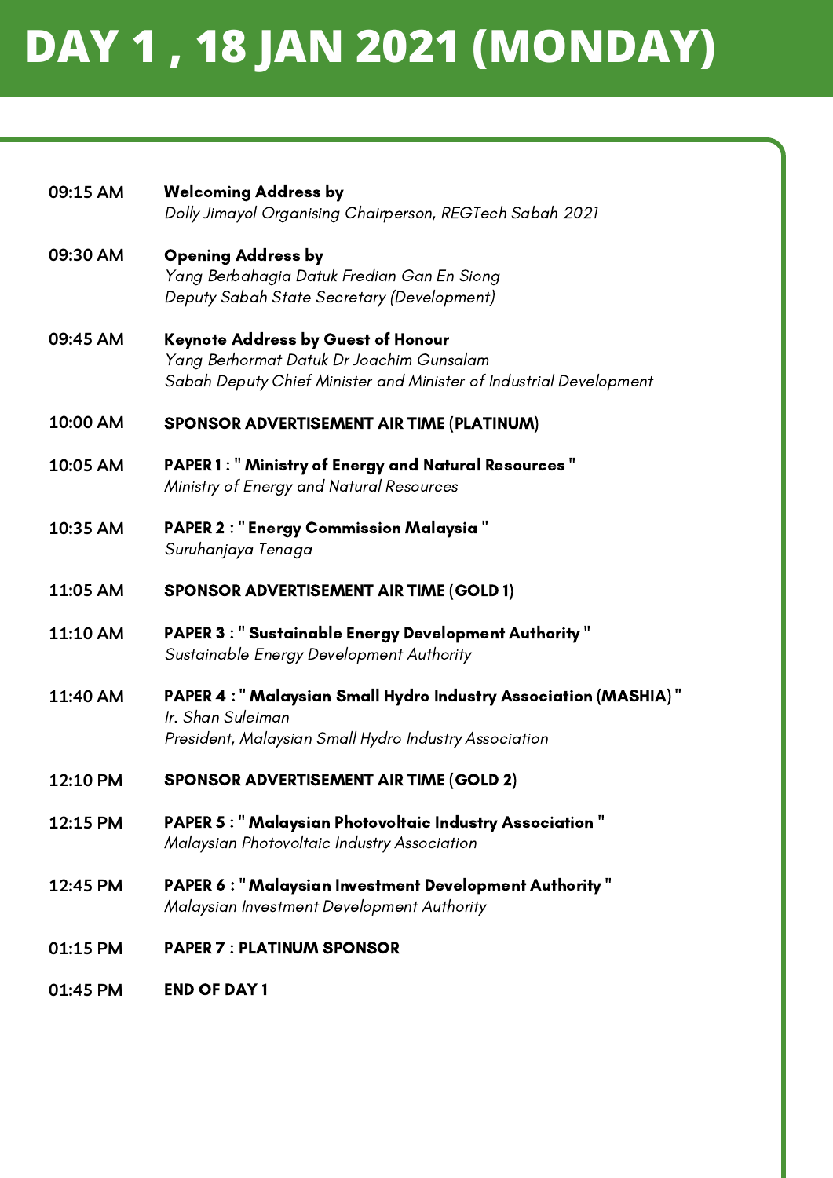# DAY 1 , 18 JAN 2021 (MONDAY)

| | |
|---|---|
| 09:15 AM | **Welcoming Address by**<br>*Dolly Jimayol Organising Chairperson, REGTech Sabah 2021* |
| 09:30 AM | **Opening Address by**<br>*Yang Berbahagia Datuk Fredian Gan En Siong*<br>*Deputy Sabah State Secretary (Development)* |
| 09:45 AM | **Keynote Address by Guest of Honour**<br>*Yang Berhormat Datuk Dr Joachim Gunsalam*<br>*Sabah Deputy Chief Minister and Minister of Industrial Development* |
| 10:00 AM | **SPONSOR ADVERTISEMENT AIR TIME (PLATINUM)** |
| 10:05 AM | **PAPER 1 : " Ministry of Energy and Natural Resources "**<br>*Ministry of Energy and Natural Resources* |
| 10:35 AM | **PAPER 2 : " Energy Commission Malaysia "**<br>*Suruhanjaya Tenaga* |
| 11:05 AM | **SPONSOR ADVERTISEMENT AIR TIME (GOLD 1)** |
| 11:10 AM | **PAPER 3 : " Sustainable Energy Development Authority "**<br>*Sustainable Energy Development Authority* |
| 11:40 AM | **PAPER 4 : " Malaysian Small Hydro Industry Association (MASHIA) "**<br>*Ir. Shan Suleiman*<br>*President, Malaysian Small Hydro Industry Association* |
| 12:10 PM | **SPONSOR ADVERTISEMENT AIR TIME (GOLD 2)** |
| 12:15 PM | **PAPER 5 : " Malaysian Photovoltaic Industry Association "**<br>*Malaysian Photovoltaic Industry Association* |
| 12:45 PM | **PAPER 6 : " Malaysian Investment Development Authority "**<br>*Malaysian Investment Development Authority* |
| 01:15 PM | **PAPER 7 : PLATINUM SPONSOR** |
| 01:45 PM | **END OF DAY 1** |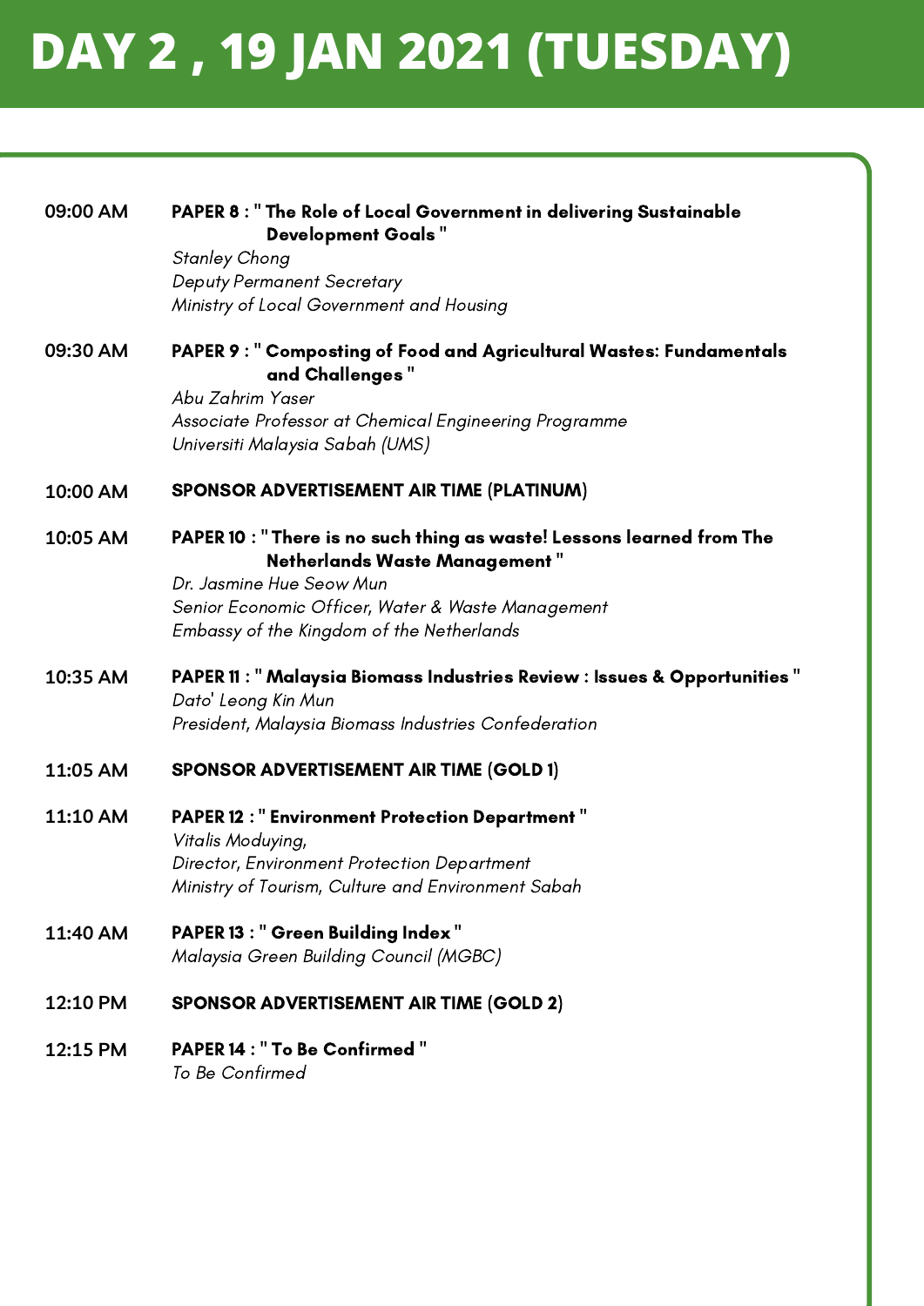# DAY 2 , 19 JAN 2021 (TUESDAY)

**09:00 AM** — **PAPER 8 : " The Role of Local Government in delivering Sustainable Development Goals "**
*Stanley Chong*
*Deputy Permanent Secretary*
*Ministry of Local Government and Housing*

**09:30 AM** — **PAPER 9 : " Composting of Food and Agricultural Wastes: Fundamentals and Challenges "**
*Abu Zahrim Yaser*
*Associate Professor at Chemical Engineering Programme*
*Universiti Malaysia Sabah (UMS)*

**10:00 AM** — **SPONSOR ADVERTISEMENT AIR TIME (PLATINUM)**

**10:05 AM** — **PAPER 10 : " There is no such thing as waste! Lessons learned from The Netherlands Waste Management "**
*Dr. Jasmine Hue Seow Mun*
*Senior Economic Officer, Water & Waste Management*
*Embassy of the Kingdom of the Netherlands*

**10:35 AM** — **PAPER 11 : " Malaysia Biomass Industries Review : Issues & Opportunities "**
*Dato' Leong Kin Mun*
*President, Malaysia Biomass Industries Confederation*

**11:05 AM** — **SPONSOR ADVERTISEMENT AIR TIME (GOLD 1)**

**11:10 AM** — **PAPER 12 : " Environment Protection Department "**
*Vitalis Moduying,*
*Director, Environment Protection Department*
*Ministry of Tourism, Culture and Environment Sabah*

**11:40 AM** — **PAPER 13 : " Green Building Index "**
*Malaysia Green Building Council (MGBC)*

**12:10 PM** — **SPONSOR ADVERTISEMENT AIR TIME (GOLD 2)**

**12:15 PM** — **PAPER 14 : " To Be Confirmed "**
*To Be Confirmed*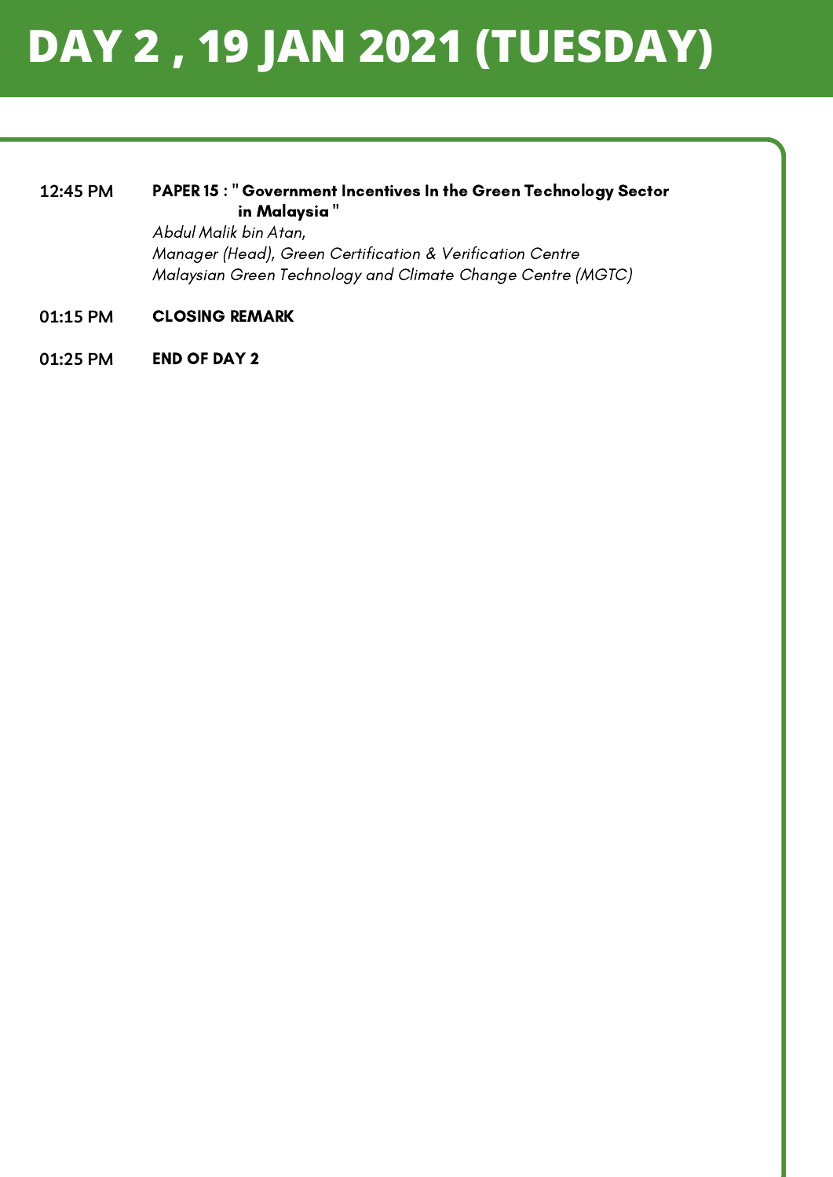# DAY 2 , 19 JAN 2021 (TUESDAY)

**12:45 PM** **PAPER 15 : " Government Incentives In the Green Technology Sector in Malaysia "**
*Abdul Malik bin Atan,*
*Manager (Head), Green Certification & Verification Centre*
*Malaysian Green Technology and Climate Change Centre (MGTC)*

**01:15 PM** **CLOSING REMARK**

**01:25 PM** **END OF DAY 2**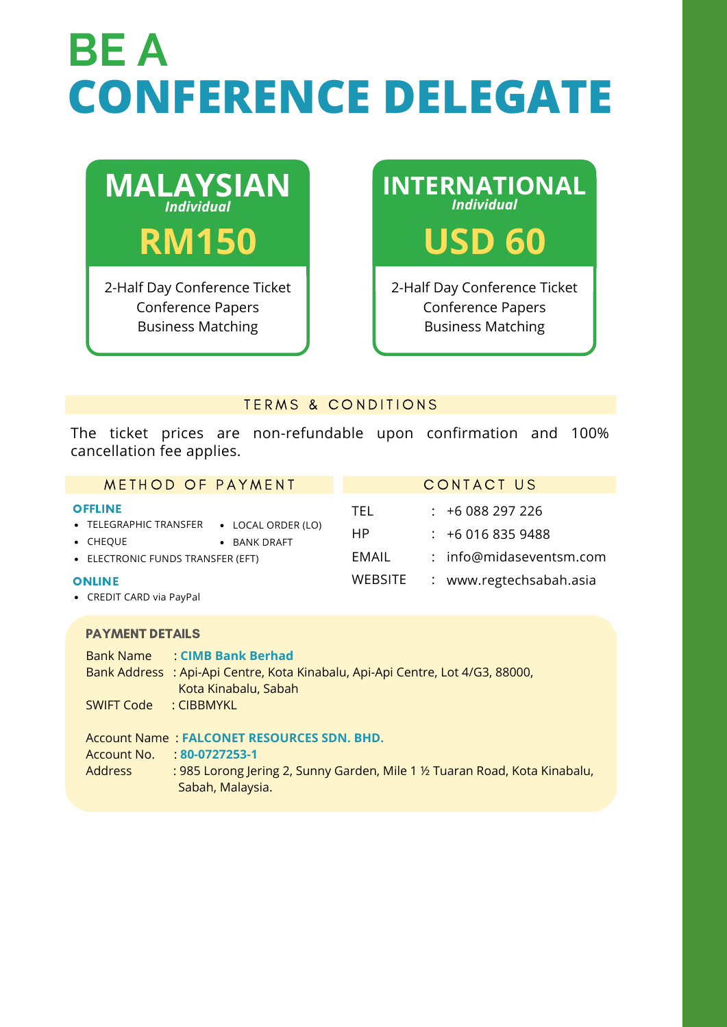# BE A CONFERENCE DELEGATE

## MALAYSIAN
***Individual***

**RM150**

- 2-Half Day Conference Ticket
- Conference Papers
- Business Matching

## INTERNATIONAL
***Individual***

**USD 60**

- 2-Half Day Conference Ticket
- Conference Papers
- Business Matching

### TERMS & CONDITIONS

The ticket prices are non-refundable upon confirmation and 100% cancellation fee applies.

### METHOD OF PAYMENT

**OFFLINE**

- TELEGRAPHIC TRANSFER
- LOCAL ORDER (LO)
- CHEQUE
- BANK DRAFT
- ELECTRONIC FUNDS TRANSFER (EFT)

**ONLINE**

- CREDIT CARD via PayPal

### CONTACT US

| | | |
|---|---|---|
| TEL | : | +6 088 297 226 |
| HP | : | +6 016 835 9488 |
| EMAIL | : | info@midaseventsm.com |
| WEBSITE | : | www.regtechsabah.asia |

### PAYMENT DETAILS

Bank Name : **CIMB Bank Berhad**
Bank Address : Api-Api Centre, Kota Kinabalu, Api-Api Centre, Lot 4/G3, 88000, Kota Kinabalu, Sabah
SWIFT Code : CIBBMYKL

Account Name : **FALCONET RESOURCES SDN. BHD.**
Account No. : **80-0727253-1**
Address : 985 Lorong Jering 2, Sunny Garden, Mile 1 ½ Tuaran Road, Kota Kinabalu, Sabah, Malaysia.